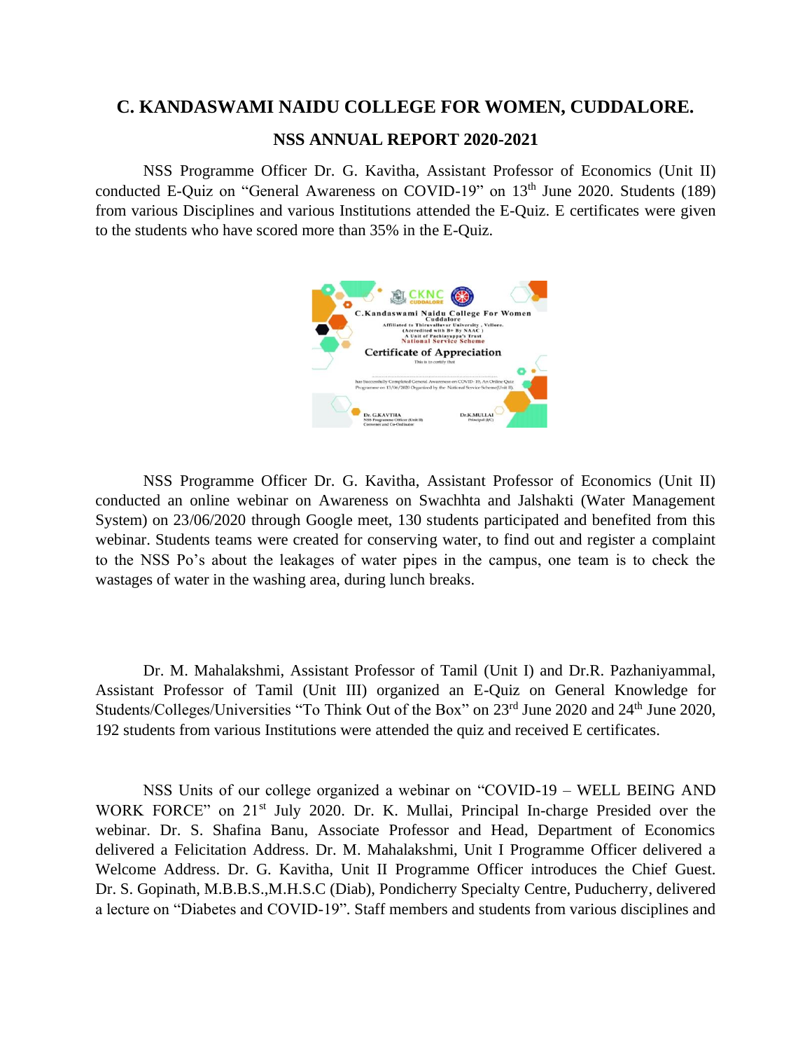# C. KANDASWAMI NAIDU COLLEGE FOR WOMEN, CUDDALORE.

## NSS ANNUAL REPORT 2020-2021

NSS Programme Officer Dr. G. Kavitha, Assistant Professor of Economics (Unit II) conducted E-Quiz on "General Awareness on COVID-19" on 13th June 2020. Students (189) from various Disciplines and various Institutions attended the E-Quiz. E certificates were given to the students who have scored more than 35% in the E-Quiz.

NSS Programme Officer Dr. G. Kavitha, Assistant Professor of Economics (Unit II) conducted an online webinar on Awareness on Swachhta and Jalshakti (Water Management System) on 23/06/2020 through Google meet, 130 students participated and benefited from this webinar. Students teams were created for conserving water, to find out and register a complaint to the NSS Po's about the leakages of water pipes in the campus, one team is to check the wastages of water in the washing area, during lunch breaks.

Dr. M. Mahalakshmi, Assistant Professor of Tamil (Unit I) and Dr.R. Pazhaniyammal, Assistant Professor of Tamil (Unit III) organized an E-Quiz on General Knowledge for Students/Colleges/Universities "To Think Out of the Box" on 23rd June 2020 and 24th June 2020, 192 students from various Institutions were attended the quiz and received E certificates.

NSS Units of our college organized a webinar on "COVID-19 – WELL BEING AND WORK FORCE" on 21st July 2020. Dr. K. Mullai, Principal In-charge Presided over the webinar. Dr. S. Shafina Banu, Associate Professor and Head, Department of Economics delivered a Felicitation Address. Dr. M. Mahalakshmi, Unit I Programme Officer delivered a Welcome Address. Dr. G. Kavitha, Unit II Programme Officer introduces the Chief Guest. Dr. S. Gopinath, M.B.B.S.,M.H.S.C (Diab), Pondicherry Specialty Centre, Puducherry, delivered a lecture on "Diabetes and COVID-19". Staff members and students from various disciplines and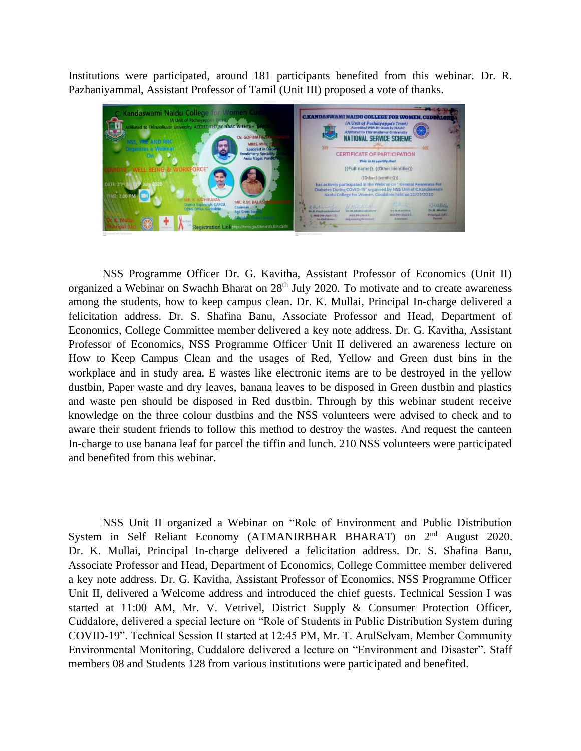Institutions were participated, around 181 participants benefited from this webinar. Dr. R. Pazhaniyammal, Assistant Professor of Tamil (Unit III) proposed a vote of thanks.

NSS Programme Officer Dr. G. Kavitha, Assistant Professor of Economics (Unit II) organized a Webinar on Swachh Bharat on 28th July 2020. To motivate and to create awareness among the students, how to keep campus clean. Dr. K. Mullai, Principal In-charge delivered a felicitation address. Dr. S. Shafina Banu, Associate Professor and Head, Department of Economics, College Committee member delivered a key note address. Dr. G. Kavitha, Assistant Professor of Economics, NSS Programme Officer Unit II delivered an awareness lecture on How to Keep Campus Clean and the usages of Red, Yellow and Green dust bins in the workplace and in study area. E wastes like electronic items are to be destroyed in the yellow dustbin, Paper waste and dry leaves, banana leaves to be disposed in Green dustbin and plastics and waste pen should be disposed in Red dustbin. Through by this webinar student receive knowledge on the three colour dustbins and the NSS volunteers were advised to check and to aware their student friends to follow this method to destroy the wastes. And request the canteen In-charge to use banana leaf for parcel the tiffin and lunch. 210 NSS volunteers were participated and benefited from this webinar.

NSS Unit II organized a Webinar on "Role of Environment and Public Distribution System in Self Reliant Economy (ATMANIRBHAR BHARAT) on 2nd August 2020. Dr. K. Mullai, Principal In-charge delivered a felicitation address. Dr. S. Shafina Banu, Associate Professor and Head, Department of Economics, College Committee member delivered a key note address. Dr. G. Kavitha, Assistant Professor of Economics, NSS Programme Officer Unit II, delivered a Welcome address and introduced the chief guests. Technical Session I was started at 11:00 AM, Mr. V. Vetrivel, District Supply & Consumer Protection Officer, Cuddalore, delivered a special lecture on "Role of Students in Public Distribution System during COVID-19". Technical Session II started at 12:45 PM, Mr. T. ArulSelvam, Member Community Environmental Monitoring, Cuddalore delivered a lecture on "Environment and Disaster". Staff members 08 and Students 128 from various institutions were participated and benefited.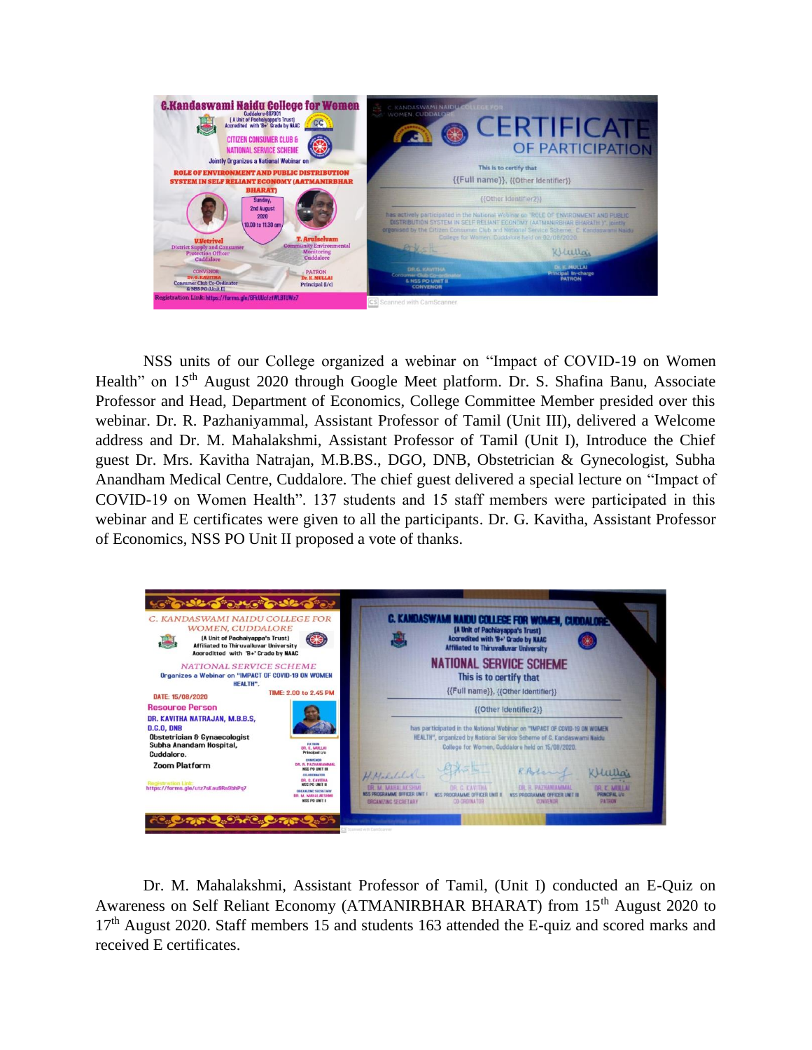NSS units of our College organized a webinar on “Impact of COVID-19 on Women Health” on 15th August 2020 through Google Meet platform. Dr. S. Shafina Banu, Associate Professor and Head, Department of Economics, College Committee Member presided over this webinar. Dr. R. Pazhaniyammal, Assistant Professor of Tamil (Unit III), delivered a Welcome address and Dr. M. Mahalakshmi, Assistant Professor of Tamil (Unit I), Introduce the Chief guest Dr. Mrs. Kavitha Natrajan, M.B.BS., DGO, DNB, Obstetrician & Gynecologist, Subha Anandham Medical Centre, Cuddalore. The chief guest delivered a special lecture on “Impact of COVID-19 on Women Health”. 137 students and 15 staff members were participated in this webinar and E certificates were given to all the participants. Dr. G. Kavitha, Assistant Professor of Economics, NSS PO Unit II proposed a vote of thanks.

Dr. M. Mahalakshmi, Assistant Professor of Tamil, (Unit I) conducted an E-Quiz on Awareness on Self Reliant Economy (ATMANIRBHAR BHARAT) from 15th August 2020 to 17th August 2020. Staff members 15 and students 163 attended the E-quiz and scored marks and received E certificates.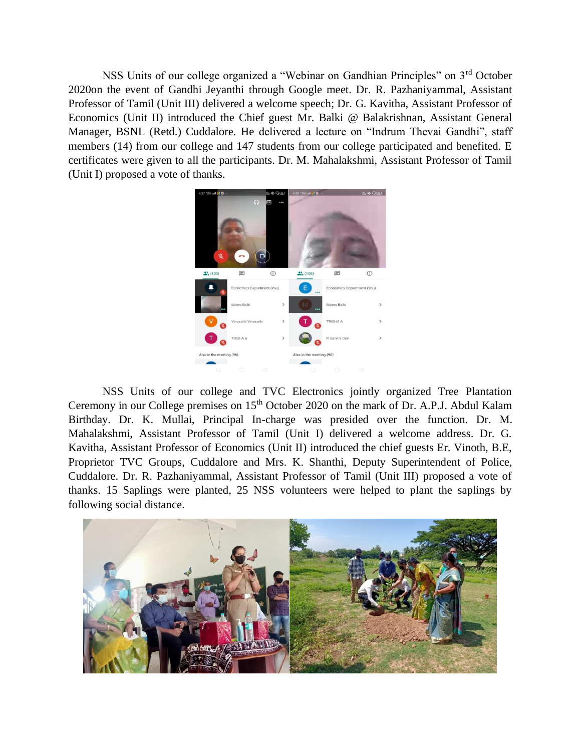NSS Units of our college organized a "Webinar on Gandhian Principles" on 3rd October 2020on the event of Gandhi Jeyanthi through Google meet. Dr. R. Pazhaniyammal, Assistant Professor of Tamil (Unit III) delivered a welcome speech; Dr. G. Kavitha, Assistant Professor of Economics (Unit II) introduced the Chief guest Mr. Balki @ Balakrishnan, Assistant General Manager, BSNL (Retd.) Cuddalore. He delivered a lecture on "Indrum Thevai Gandhi", staff members (14) from our college and 147 students from our college participated and benefited. E certificates were given to all the participants. Dr. M. Mahalakshmi, Assistant Professor of Tamil (Unit I) proposed a vote of thanks.

NSS Units of our college and TVC Electronics jointly organized Tree Plantation Ceremony in our College premises on 15th October 2020 on the mark of Dr. A.P.J. Abdul Kalam Birthday. Dr. K. Mullai, Principal In-charge was presided over the function. Dr. M. Mahalakshmi, Assistant Professor of Tamil (Unit I) delivered a welcome address. Dr. G. Kavitha, Assistant Professor of Economics (Unit II) introduced the chief guests Er. Vinoth, B.E, Proprietor TVC Groups, Cuddalore and Mrs. K. Shanthi, Deputy Superintendent of Police, Cuddalore. Dr. R. Pazhaniyammal, Assistant Professor of Tamil (Unit III) proposed a vote of thanks. 15 Saplings were planted, 25 NSS volunteers were helped to plant the saplings by following social distance.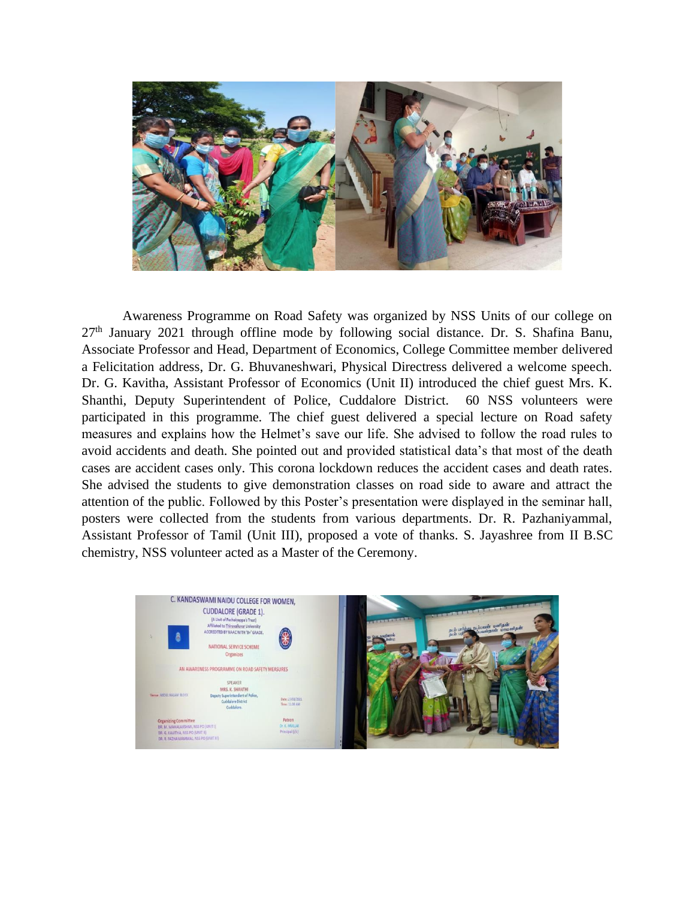Awareness Programme on Road Safety was organized by NSS Units of our college on 27th January 2021 through offline mode by following social distance. Dr. S. Shafina Banu, Associate Professor and Head, Department of Economics, College Committee member delivered a Felicitation address, Dr. G. Bhuvaneshwari, Physical Directress delivered a welcome speech. Dr. G. Kavitha, Assistant Professor of Economics (Unit II) introduced the chief guest Mrs. K. Shanthi, Deputy Superintendent of Police, Cuddalore District. 60 NSS volunteers were participated in this programme. The chief guest delivered a special lecture on Road safety measures and explains how the Helmet's save our life. She advised to follow the road rules to avoid accidents and death. She pointed out and provided statistical data's that most of the death cases are accident cases only. This corona lockdown reduces the accident cases and death rates. She advised the students to give demonstration classes on road side to aware and attract the attention of the public. Followed by this Poster's presentation were displayed in the seminar hall, posters were collected from the students from various departments. Dr. R. Pazhaniyammal, Assistant Professor of Tamil (Unit III), proposed a vote of thanks. S. Jayashree from II B.SC chemistry, NSS volunteer acted as a Master of the Ceremony.